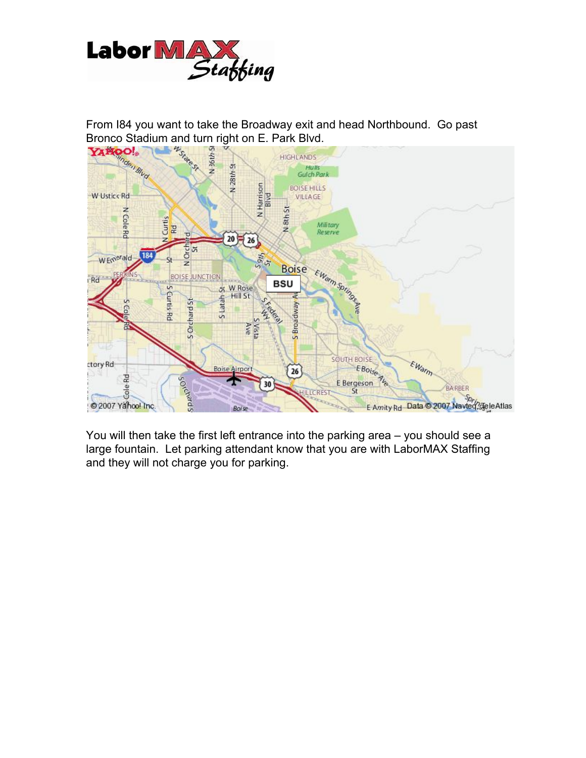# LaborMAX Staffing

From I84 you want to take the Broadway exit and head Northbound. Go past Bronco Stadium and turn right on E. Park Blvd.

You will then take the first left entrance into the parking area – you should see a large fountain. Let parking attendant know that you are with LaborMAX Staffing and they will not charge you for parking.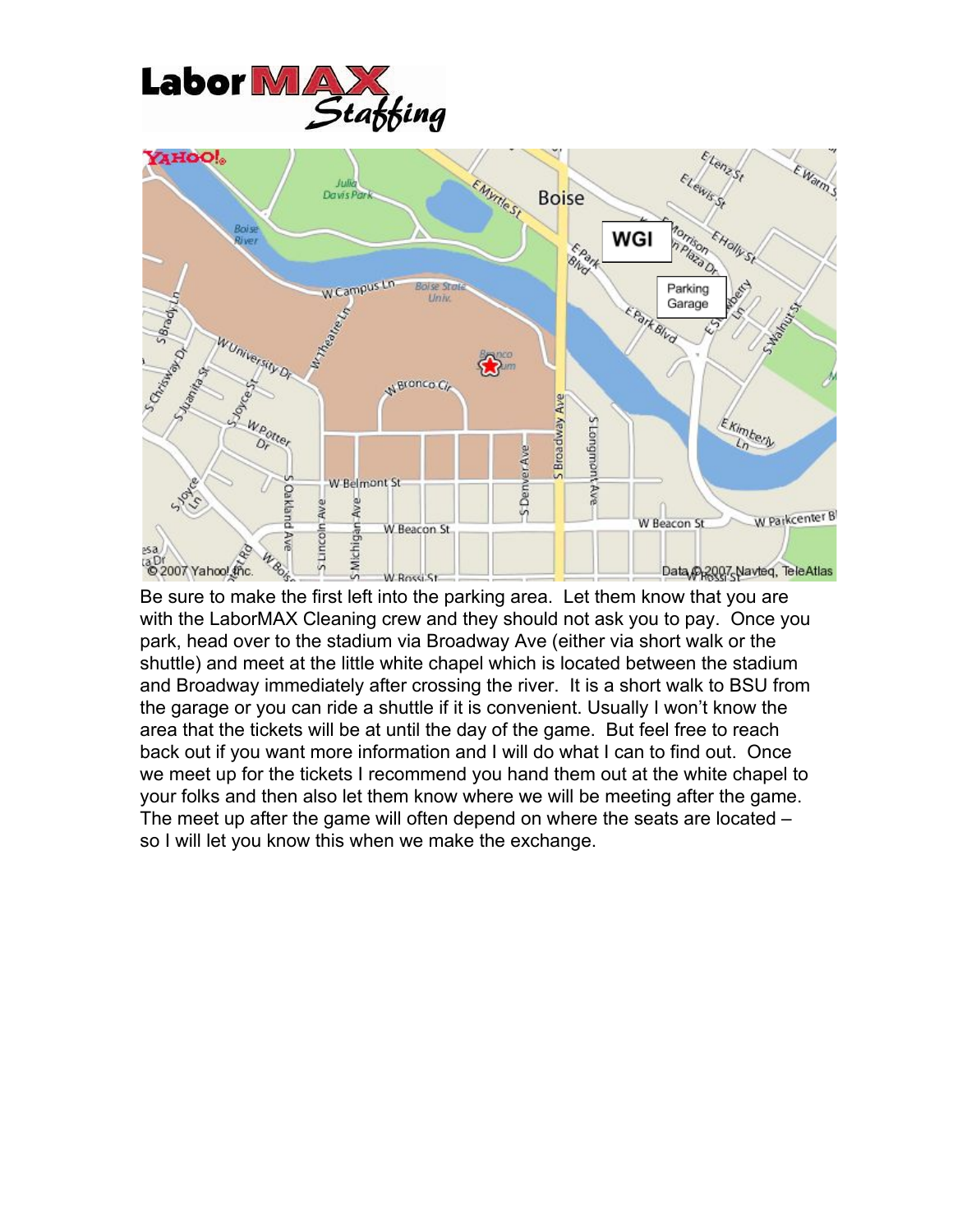Be sure to make the first left into the parking area. Let them know that you are with the LaborMAX Cleaning crew and they should not ask you to pay. Once you park, head over to the stadium via Broadway Ave (either via short walk or the shuttle) and meet at the little white chapel which is located between the stadium and Broadway immediately after crossing the river. It is a short walk to BSU from the garage or you can ride a shuttle if it is convenient. Usually I won't know the area that the tickets will be at until the day of the game. But feel free to reach back out if you want more information and I will do what I can to find out. Once we meet up for the tickets I recommend you hand them out at the white chapel to your folks and then also let them know where we will be meeting after the game. The meet up after the game will often depend on where the seats are located – so I will let you know this when we make the exchange.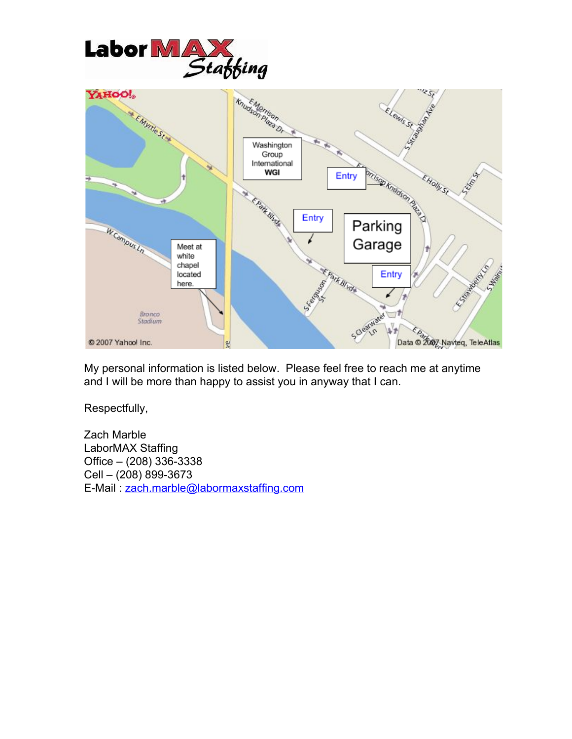LaborMAX Staffing

Washington Group International WGI

Entry

Entry

Parking Garage

Entry

Meet at white chapel located here.

© 2007 Yahoo! Inc.

Data © 2007 Navteq, TeleAtlas

My personal information is listed below. Please feel free to reach me at anytime and I will be more than happy to assist you in anyway that I can.

Respectfully,

Zach Marble
LaborMAX Staffing
Office – (208) 336-3338
Cell – (208) 899-3673
E-Mail : zach.marble@labormaxstaffing.com